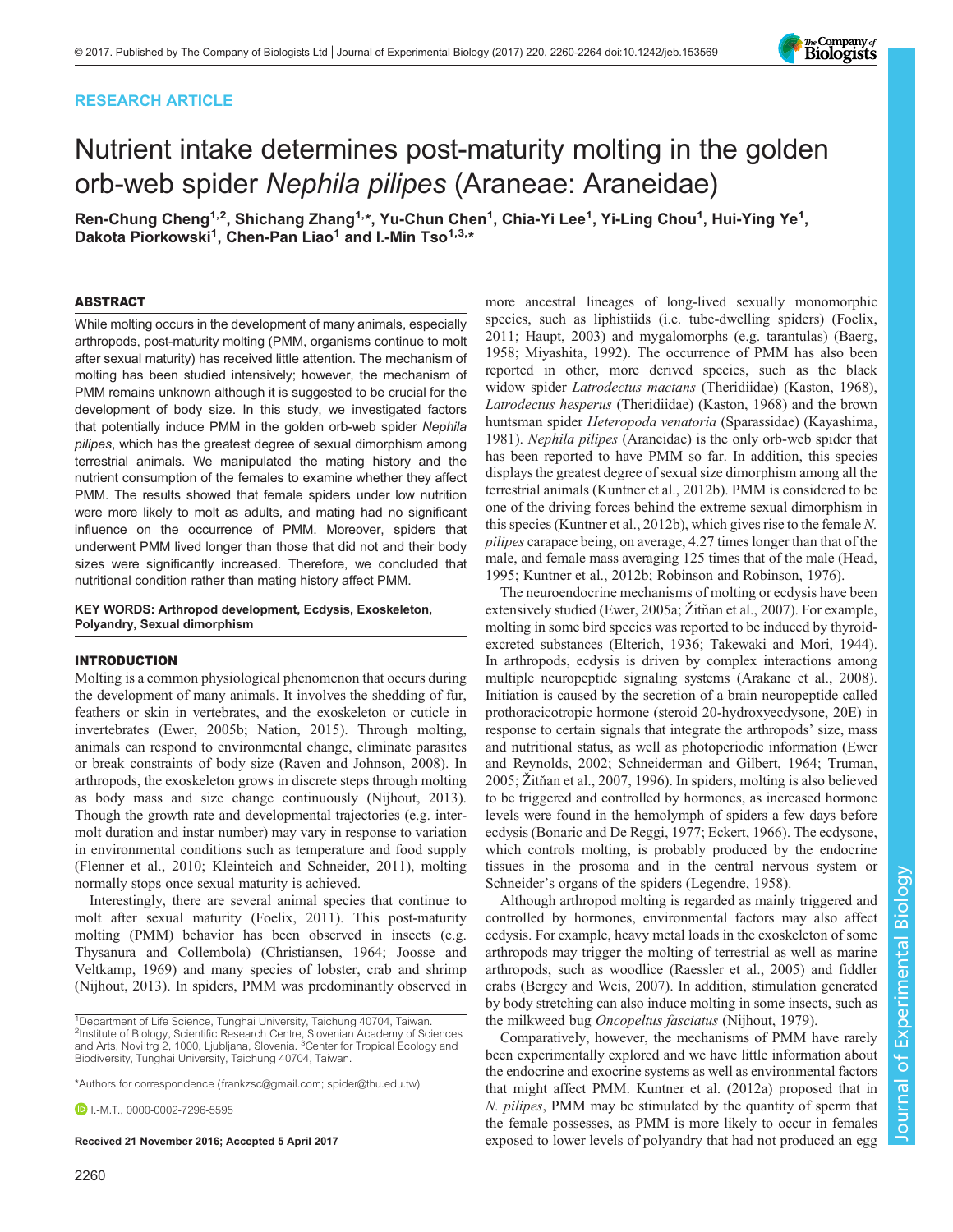RESEARCH ARTICLE

# Nutrient intake determines post-maturity molting in the golden orb-web spider *Nephila pilipes* (Araneae: Araneidae)

Ren-Chung Cheng[1,2], Shichang Zhang[1,*], Yu-Chun Chen[1], Chia-Yi Lee[1], Yi-Ling Chou[1], Hui-Ying Ye[1], Dakota Piorkowski[1], Chen-Pan Liao[1] and I.-Min Tso[1,3,*]

## ABSTRACT

While molting occurs in the development of many animals, especially arthropods, post-maturity molting (PMM, organisms continue to molt after sexual maturity) has received little attention. The mechanism of molting has been studied intensively; however, the mechanism of PMM remains unknown although it is suggested to be crucial for the development of body size. In this study, we investigated factors that potentially induce PMM in the golden orb-web spider *Nephila pilipes*, which has the greatest degree of sexual dimorphism among terrestrial animals. We manipulated the mating history and the nutrient consumption of the females to examine whether they affect PMM. The results showed that female spiders under low nutrition were more likely to molt as adults, and mating had no significant influence on the occurrence of PMM. Moreover, spiders that underwent PMM lived longer than those that did not and their body sizes were significantly increased. Therefore, we concluded that nutritional condition rather than mating history affect PMM.

**KEY WORDS: Arthropod development, Ecdysis, Exoskeleton, Polyandry, Sexual dimorphism**

## INTRODUCTION

Molting is a common physiological phenomenon that occurs during the development of many animals. It involves the shedding of fur, feathers or skin in vertebrates, and the exoskeleton or cuticle in invertebrates (Ewer, 2005b; Nation, 2015). Through molting, animals can respond to environmental change, eliminate parasites or break constraints of body size (Raven and Johnson, 2008). In arthropods, the exoskeleton grows in discrete steps through molting as body mass and size change continuously (Nijhout, 2013). Though the growth rate and developmental trajectories (e.g. intermolt duration and instar number) may vary in response to variation in environmental conditions such as temperature and food supply (Flenner et al., 2010; Kleinteich and Schneider, 2011), molting normally stops once sexual maturity is achieved.

Interestingly, there are several animal species that continue to molt after sexual maturity (Foelix, 2011). This post-maturity molting (PMM) behavior has been observed in insects (e.g. Thysanura and Collembola) (Christiansen, 1964; Joosse and Veltkamp, 1969) and many species of lobster, crab and shrimp (Nijhout, 2013). In spiders, PMM was predominantly observed in more ancestral lineages of long-lived sexually monomorphic species, such as liphistiids (i.e. tube-dwelling spiders) (Foelix, 2011; Haupt, 2003) and mygalomorphs (e.g. tarantulas) (Baerg, 1958; Miyashita, 1992). The occurrence of PMM has also been reported in other, more derived species, such as the black widow spider *Latrodectus mactans* (Theridiidae) (Kaston, 1968), *Latrodectus hesperus* (Theridiidae) (Kaston, 1968) and the brown huntsman spider *Heteropoda venatoria* (Sparassidae) (Kayashima, 1981). *Nephila pilipes* (Araneidae) is the only orb-web spider that has been reported to have PMM so far. In addition, this species displays the greatest degree of sexual size dimorphism among all the terrestrial animals (Kuntner et al., 2012b). PMM is considered to be one of the driving forces behind the extreme sexual dimorphism in this species (Kuntner et al., 2012b), which gives rise to the female *N. pilipes* carapace being, on average, 4.27 times longer than that of the male, and female mass averaging 125 times that of the male (Head, 1995; Kuntner et al., 2012b; Robinson and Robinson, 1976).

The neuroendocrine mechanisms of molting or ecdysis have been extensively studied (Ewer, 2005a; Žitňan et al., 2007). For example, molting in some bird species was reported to be induced by thyroid-excreted substances (Elterich, 1936; Takewaki and Mori, 1944). In arthropods, ecdysis is driven by complex interactions among multiple neuropeptide signaling systems (Arakane et al., 2008). Initiation is caused by the secretion of a brain neuropeptide called prothoracicotropic hormone (steroid 20-hydroxyecdysone, 20E) in response to certain signals that integrate the arthropods' size, mass and nutritional status, as well as photoperiodic information (Ewer and Reynolds, 2002; Schneiderman and Gilbert, 1964; Truman, 2005; Žitňan et al., 2007, 1996). In spiders, molting is also believed to be triggered and controlled by hormones, as increased hormone levels were found in the hemolymph of spiders a few days before ecdysis (Bonaric and De Reggi, 1977; Eckert, 1966). The ecdysone, which controls molting, is probably produced by the endocrine tissues in the prosoma and in the central nervous system or Schneider's organs of the spiders (Legendre, 1958).

Although arthropod molting is regarded as mainly triggered and controlled by hormones, environmental factors may also affect ecdysis. For example, heavy metal loads in the exoskeleton of some arthropods may trigger the molting of terrestrial as well as marine arthropods, such as woodlice (Raessler et al., 2005) and fiddler crabs (Bergey and Weis, 2007). In addition, stimulation generated by body stretching can also induce molting in some insects, such as the milkweed bug *Oncopeltus fasciatus* (Nijhout, 1979).

Comparatively, however, the mechanisms of PMM have rarely been experimentally explored and we have little information about the endocrine and exocrine systems as well as environmental factors that might affect PMM. Kuntner et al. (2012a) proposed that in *N. pilipes*, PMM may be stimulated by the quantity of sperm that the female possesses, as PMM is more likely to occur in females exposed to lower levels of polyandry that had not produced an egg

---

[1]Department of Life Science, Tunghai University, Taichung 40704, Taiwan. [2]Institute of Biology, Scientific Research Centre, Slovenian Academy of Sciences and Arts, Novi trg 2, 1000, Ljubljana, Slovenia. [3]Center for Tropical Ecology and Biodiversity, Tunghai University, Taichung 40704, Taiwan.

*Authors for correspondence (frankzsc@gmail.com; spider@thu.edu.tw)

I.-M.T., 0000-0002-7296-5595

**Received 21 November 2016; Accepted 5 April 2017**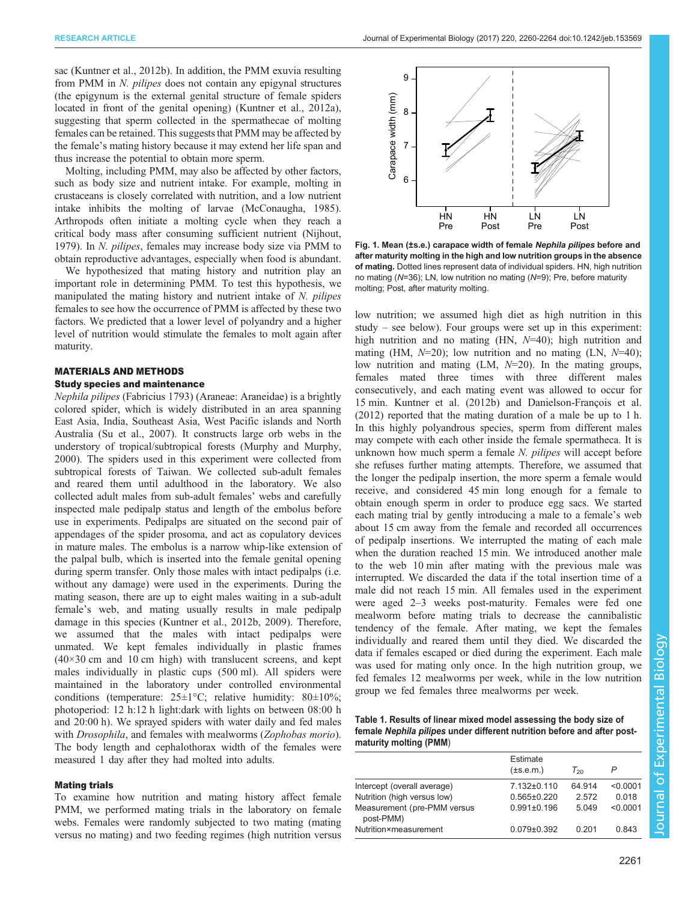sac (Kuntner et al., 2012b). In addition, the PMM exuvia resulting from PMM in *N. pilipes* does not contain any epigynal structures (the epigynum is the external genital structure of female spiders located in front of the genital opening) (Kuntner et al., 2012a), suggesting that sperm collected in the spermathecae of molting females can be retained. This suggests that PMM may be affected by the female's mating history because it may extend her life span and thus increase the potential to obtain more sperm.

Molting, including PMM, may also be affected by other factors, such as body size and nutrient intake. For example, molting in crustaceans is closely correlated with nutrition, and a low nutrient intake inhibits the molting of larvae (McConaugha, 1985). Arthropods often initiate a molting cycle when they reach a critical body mass after consuming sufficient nutrient (Nijhout, 1979). In *N. pilipes*, females may increase body size via PMM to obtain reproductive advantages, especially when food is abundant.

We hypothesized that mating history and nutrition play an important role in determining PMM. To test this hypothesis, we manipulated the mating history and nutrient intake of *N. pilipes* females to see how the occurrence of PMM is affected by these two factors. We predicted that a lower level of polyandry and a higher level of nutrition would stimulate the females to molt again after maturity.

## MATERIALS AND METHODS

### Study species and maintenance

*Nephila pilipes* (Fabricius 1793) (Araneae: Araneidae) is a brightly colored spider, which is widely distributed in an area spanning East Asia, India, Southeast Asia, West Pacific islands and North Australia (Su et al., 2007). It constructs large orb webs in the understory of tropical/subtropical forests (Murphy and Murphy, 2000). The spiders used in this experiment were collected from subtropical forests of Taiwan. We collected sub-adult females and reared them until adulthood in the laboratory. We also collected adult males from sub-adult females' webs and carefully inspected male pedipalp status and length of the embolus before use in experiments. Pedipalps are situated on the second pair of appendages of the spider prosoma, and act as copulatory devices in mature males. The embolus is a narrow whip-like extension of the palpal bulb, which is inserted into the female genital opening during sperm transfer. Only those males with intact pedipalps (i.e. without any damage) were used in the experiments. During the mating season, there are up to eight males waiting in a sub-adult female's web, and mating usually results in male pedipalp damage in this species (Kuntner et al., 2012b, 2009). Therefore, we assumed that the males with intact pedipalps were unmated. We kept females individually in plastic frames (40×30 cm and 10 cm high) with translucent screens, and kept males individually in plastic cups (500 ml). All spiders were maintained in the laboratory under controlled environmental conditions (temperature: 25±1°C; relative humidity: 80±10%; photoperiod: 12 h:12 h light:dark with lights on between 08:00 h and 20:00 h). We sprayed spiders with water daily and fed males with *Drosophila*, and females with mealworms (*Zophobas morio*). The body length and cephalothorax width of the females were measured 1 day after they had molted into adults.

### Mating trials

To examine how nutrition and mating history affect female PMM, we performed mating trials in the laboratory on female webs. Females were randomly subjected to two mating (mating versus no mating) and two feeding regimes (high nutrition versus low nutrition; we assumed high diet as high nutrition in this study – see below). Four groups were set up in this experiment: high nutrition and no mating (HN, $N$=40); high nutrition and mating (HM, $N$=20); low nutrition and no mating (LN, $N$=40); low nutrition and mating (LM, $N$=20). In the mating groups, females mated three times with three different males consecutively, and each mating event was allowed to occur for 15 min. Kuntner et al. (2012b) and Danielson-François et al. (2012) reported that the mating duration of a male be up to 1 h. In this highly polyandrous species, sperm from different males may compete with each other inside the female spermatheca. It is unknown how much sperm a female *N. pilipes* will accept before she refuses further mating attempts. Therefore, we assumed that the longer the pedipalp insertion, the more sperm a female would receive, and considered 45 min long enough for a female to obtain enough sperm in order to produce egg sacs. We started each mating trial by gently introducing a male to a female's web about 15 cm away from the female and recorded all occurrences of pedipalp insertions. We interrupted the mating of each male when the duration reached 15 min. We introduced another male to the web 10 min after mating with the previous male was interrupted. We discarded the data if the total insertion time of a male did not reach 15 min. All females used in the experiment were aged 2–3 weeks post-maturity. Females were fed one mealworm before mating trials to decrease the cannibalistic tendency of the female. After mating, we kept the females individually and reared them until they died. We discarded the data if females escaped or died during the experiment. Each male was used for mating only once. In the high nutrition group, we fed females 12 mealworms per week, while in the low nutrition group we fed females three mealworms per week.

**Fig. 1. Mean (±s.e.) carapace width of female *Nephila pilipes* before and after maturity molting in the high and low nutrition groups in the absence of mating.** Dotted lines represent data of individual spiders. HN, high nutrition no mating ($N$=36); LN, low nutrition no mating ($N$=9); Pre, before maturity molting; Post, after maturity molting.

**Table 1. Results of linear mixed model assessing the body size of female *Nephila pilipes* under different nutrition before and after post-maturity molting (PMM)**

| | Estimate (±s.e.m.) | $T_{20}$ | $P$ |
|---|---|---|---|
| Intercept (overall average) | 7.132±0.110 | 64.914 | <0.0001 |
| Nutrition (high versus low) | 0.565±0.220 | 2.572 | 0.018 |
| Measurement (pre-PMM versus post-PMM) | 0.991±0.196 | 5.049 | <0.0001 |
| Nutrition×measurement | 0.079±0.392 | 0.201 | 0.843 |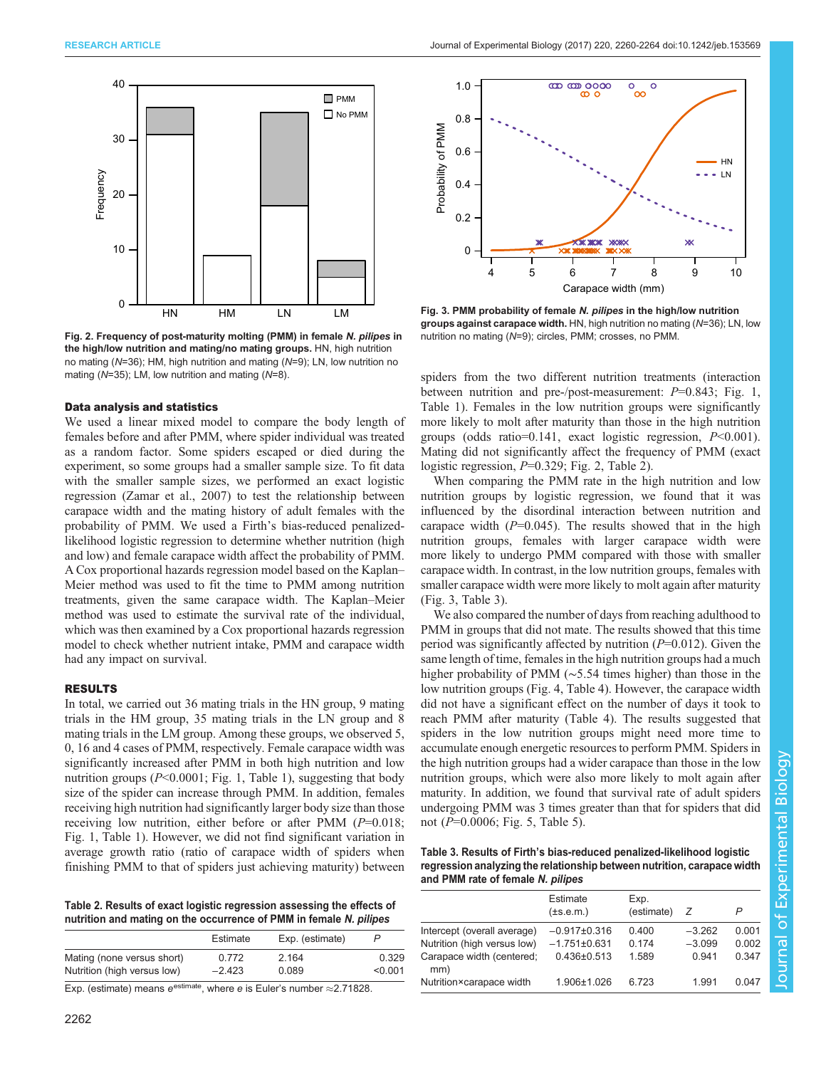Fig. 2. **Frequency of post-maturity molting (PMM) in female *N. pilipes* in the high/low nutrition and mating/no mating groups.** HN, high nutrition no mating (*N*=36); HM, high nutrition and mating (*N*=9); LN, low nutrition no mating (*N*=35); LM, low nutrition and mating (*N*=8).

Fig. 3. **PMM probability of female *N. pilipes* in the high/low nutrition groups against carapace width.** HN, high nutrition no mating (*N*=36); LN, low nutrition no mating (*N*=9); circles, PMM; crosses, no PMM.

### Data analysis and statistics

We used a linear mixed model to compare the body length of females before and after PMM, where spider individual was treated as a random factor. Some spiders escaped or died during the experiment, so some groups had a smaller sample size. To fit data with the smaller sample sizes, we performed an exact logistic regression (Zamar et al., 2007) to test the relationship between carapace width and the mating history of adult females with the probability of PMM. We used a Firth's bias-reduced penalized-likelihood logistic regression to determine whether nutrition (high and low) and female carapace width affect the probability of PMM. A Cox proportional hazards regression model based on the Kaplan–Meier method was used to fit the time to PMM among nutrition treatments, given the same carapace width. The Kaplan–Meier method was used to estimate the survival rate of the individual, which was then examined by a Cox proportional hazards regression model to check whether nutrient intake, PMM and carapace width had any impact on survival.

## RESULTS

In total, we carried out 36 mating trials in the HN group, 9 mating trials in the HM group, 35 mating trials in the LN group and 8 mating trials in the LM group. Among these groups, we observed 5, 0, 16 and 4 cases of PMM, respectively. Female carapace width was significantly increased after PMM in both high nutrition and low nutrition groups (*P*<0.0001; Fig. 1, Table 1), suggesting that body size of the spider can increase through PMM. In addition, females receiving high nutrition had significantly larger body size than those receiving low nutrition, either before or after PMM (*P*=0.018; Fig. 1, Table 1). However, we did not find significant variation in average growth ratio (ratio of carapace width of spiders when finishing PMM to that of spiders just achieving maturity) between spiders from the two different nutrition treatments (interaction between nutrition and pre-/post-measurement: *P*=0.843; Fig. 1, Table 1). Females in the low nutrition groups were significantly more likely to molt after maturity than those in the high nutrition groups (odds ratio=0.141, exact logistic regression, *P*<0.001). Mating did not significantly affect the frequency of PMM (exact logistic regression, *P*=0.329; Fig. 2, Table 2).

When comparing the PMM rate in the high nutrition and low nutrition groups by logistic regression, we found that it was influenced by the disordinal interaction between nutrition and carapace width (*P*=0.045). The results showed that in the high nutrition groups, females with larger carapace width were more likely to undergo PMM compared with those with smaller carapace width. In contrast, in the low nutrition groups, females with smaller carapace width were more likely to molt again after maturity (Fig. 3, Table 3).

We also compared the number of days from reaching adulthood to PMM in groups that did not mate. The results showed that this time period was significantly affected by nutrition (*P*=0.012). Given the same length of time, females in the high nutrition groups had a much higher probability of PMM (∼5.54 times higher) than those in the low nutrition groups (Fig. 4, Table 4). However, the carapace width did not have a significant effect on the number of days it took to reach PMM after maturity (Table 4). The results suggested that spiders in the low nutrition groups might need more time to accumulate enough energetic resources to perform PMM. Spiders in the high nutrition groups had a wider carapace than those in the low nutrition groups, which were also more likely to molt again after maturity. In addition, we found that survival rate of adult spiders undergoing PMM was 3 times greater than that for spiders that did not (*P*=0.0006; Fig. 5, Table 5).

**Table 2. Results of exact logistic regression assessing the effects of nutrition and mating on the occurrence of PMM in female *N. pilipes***

| | Estimate | Exp. (estimate) | *P* |
|---|---|---|---|
| Mating (none versus short) | 0.772 | 2.164 | 0.329 |
| Nutrition (high versus low) | −2.423 | 0.089 | <0.001 |

Exp. (estimate) means $e^{\text{estimate}}$, where *e* is Euler's number ≈2.71828.

**Table 3. Results of Firth's bias-reduced penalized-likelihood logistic regression analyzing the relationship between nutrition, carapace width and PMM rate of female *N. pilipes***

| | Estimate (±s.e.m.) | Exp. (estimate) | *Z* | *P* |
|---|---|---|---|---|
| Intercept (overall average) | −0.917±0.316 | 0.400 | −3.262 | 0.001 |
| Nutrition (high versus low) | −1.751±0.631 | 0.174 | −3.099 | 0.002 |
| Carapace width (centered; mm) | 0.436±0.513 | 1.589 | 0.941 | 0.347 |
| Nutrition×carapace width | 1.906±1.026 | 6.723 | 1.991 | 0.047 |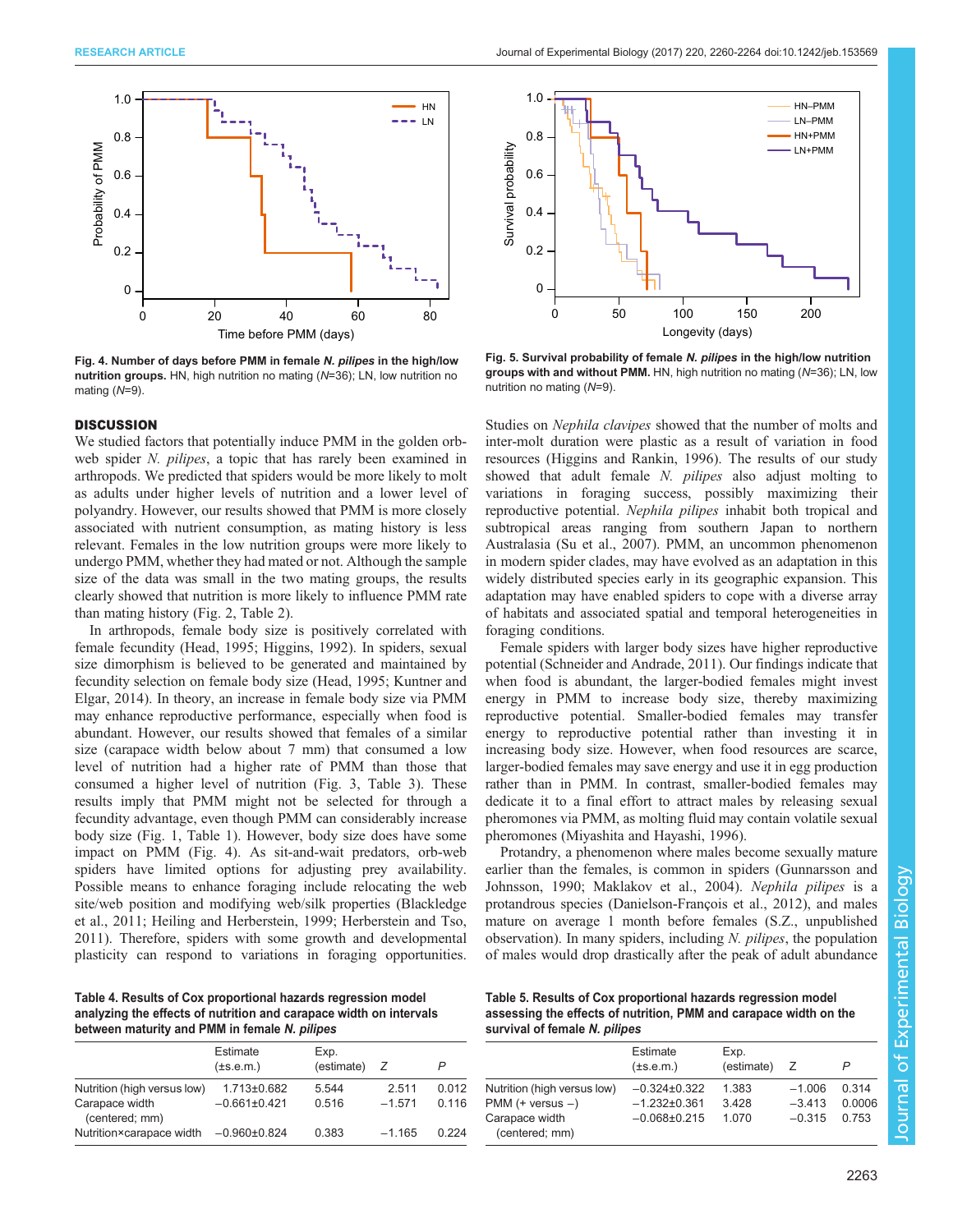Fig. 4. Number of days before PMM in female *N. pilipes* in the high/low nutrition groups. HN, high nutrition no mating (N=36); LN, low nutrition no mating (N=9).

Fig. 5. Survival probability of female *N. pilipes* in the high/low nutrition groups with and without PMM. HN, high nutrition no mating (N=36); LN, low nutrition no mating (N=9).

## DISCUSSION

We studied factors that potentially induce PMM in the golden orb-web spider *N. pilipes*, a topic that has rarely been examined in arthropods. We predicted that spiders would be more likely to molt as adults under higher levels of nutrition and a lower level of polyandry. However, our results showed that PMM is more closely associated with nutrient consumption, as mating history is less relevant. Females in the low nutrition groups were more likely to undergo PMM, whether they had mated or not. Although the sample size of the data was small in the two mating groups, the results clearly showed that nutrition is more likely to influence PMM rate than mating history (Fig. 2, Table 2).

In arthropods, female body size is positively correlated with female fecundity (Head, 1995; Higgins, 1992). In spiders, sexual size dimorphism is believed to be generated and maintained by fecundity selection on female body size (Head, 1995; Kuntner and Elgar, 2014). In theory, an increase in female body size via PMM may enhance reproductive performance, especially when food is abundant. However, our results showed that females of a similar size (carapace width below about 7 mm) that consumed a low level of nutrition had a higher rate of PMM than those that consumed a higher level of nutrition (Fig. 3, Table 3). These results imply that PMM might not be selected for through a fecundity advantage, even though PMM can considerably increase body size (Fig. 1, Table 1). However, body size does have some impact on PMM (Fig. 4). As sit-and-wait predators, orb-web spiders have limited options for adjusting prey availability. Possible means to enhance foraging include relocating the web site/web position and modifying web/silk properties (Blackledge et al., 2011; Heiling and Herberstein, 1999; Herberstein and Tso, 2011). Therefore, spiders with some growth and developmental plasticity can respond to variations in foraging opportunities. Studies on *Nephila clavipes* showed that the number of molts and inter-molt duration were plastic as a result of variation in food resources (Higgins and Rankin, 1996). The results of our study showed that adult female *N. pilipes* also adjust molting to variations in foraging success, possibly maximizing their reproductive potential. *Nephila pilipes* inhabit both tropical and subtropical areas ranging from southern Japan to northern Australasia (Su et al., 2007). PMM, an uncommon phenomenon in modern spider clades, may have evolved as an adaptation in this widely distributed species early in its geographic expansion. This adaptation may have enabled spiders to cope with a diverse array of habitats and associated spatial and temporal heterogeneities in foraging conditions.

Female spiders with larger body sizes have higher reproductive potential (Schneider and Andrade, 2011). Our findings indicate that when food is abundant, the larger-bodied females might invest energy in PMM to increase body size, thereby maximizing reproductive potential. Smaller-bodied females may transfer energy to reproductive potential rather than investing it in increasing body size. However, when food resources are scarce, larger-bodied females may save energy and use it in egg production rather than in PMM. In contrast, smaller-bodied females may dedicate it to a final effort to attract males by releasing sexual pheromones via PMM, as molting fluid may contain volatile sexual pheromones (Miyashita and Hayashi, 1996).

Protandry, a phenomenon where males become sexually mature earlier than the females, is common in spiders (Gunnarsson and Johnsson, 1990; Maklakov et al., 2004). *Nephila pilipes* is a protandrous species (Danielson-François et al., 2012), and males mature on average 1 month before females (S.Z., unpublished observation). In many spiders, including *N. pilipes*, the population of males would drop drastically after the peak of adult abundance

**Table 4. Results of Cox proportional hazards regression model analyzing the effects of nutrition and carapace width on intervals between maturity and PMM in female *N. pilipes***

| | Estimate (±s.e.m.) | Exp. (estimate) | Z | P |
|---|---|---|---|---|
| Nutrition (high versus low) | 1.713±0.682 | 5.544 | 2.511 | 0.012 |
| Carapace width (centered; mm) | −0.661±0.421 | 0.516 | −1.571 | 0.116 |
| Nutrition×carapace width | −0.960±0.824 | 0.383 | −1.165 | 0.224 |

**Table 5. Results of Cox proportional hazards regression model assessing the effects of nutrition, PMM and carapace width on the survival of female *N. pilipes***

| | Estimate (±s.e.m.) | Exp. (estimate) | Z | P |
|---|---|---|---|---|
| Nutrition (high versus low) | −0.324±0.322 | 1.383 | −1.006 | 0.314 |
| PMM (+ versus −) | −1.232±0.361 | 3.428 | −3.413 | 0.0006 |
| Carapace width (centered; mm) | −0.068±0.215 | 1.070 | −0.315 | 0.753 |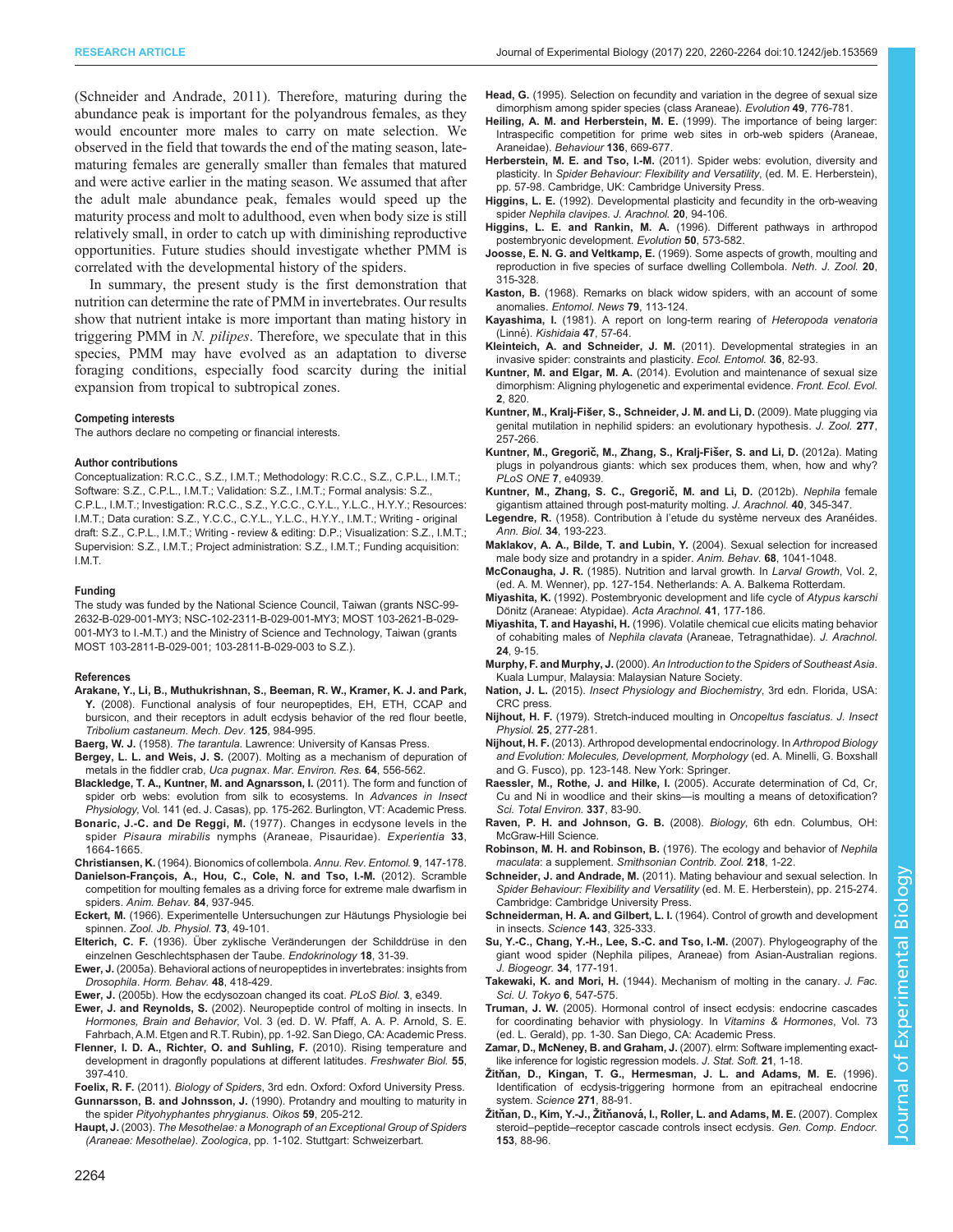(Schneider and Andrade, 2011). Therefore, maturing during the abundance peak is important for the polyandrous females, as they would encounter more males to carry on mate selection. We observed in the field that towards the end of the mating season, late-maturing females are generally smaller than females that matured and were active earlier in the mating season. We assumed that after the adult male abundance peak, females would speed up the maturity process and molt to adulthood, even when body size is still relatively small, in order to catch up with diminishing reproductive opportunities. Future studies should investigate whether PMM is correlated with the developmental history of the spiders.

In summary, the present study is the first demonstration that nutrition can determine the rate of PMM in invertebrates. Our results show that nutrient intake is more important than mating history in triggering PMM in *N. pilipes*. Therefore, we speculate that in this species, PMM may have evolved as an adaptation to diverse foraging conditions, especially food scarcity during the initial expansion from tropical to subtropical zones.

#### Competing interests

The authors declare no competing or financial interests.

#### Author contributions

Conceptualization: R.C.C., S.Z., I.M.T.; Methodology: R.C.C., S.Z., C.P.L., I.M.T.; Software: S.Z., C.P.L., I.M.T.; Validation: S.Z., I.M.T.; Formal analysis: S.Z., C.P.L., I.M.T.; Investigation: R.C.C., S.Z., Y.C.C., C.Y.L., Y.L.C., H.Y.Y.; Resources: I.M.T.; Data curation: S.Z., Y.C.C., C.Y.L., Y.L.C., H.Y.Y., I.M.T.; Writing - original draft: S.Z., C.P.L., I.M.T.; Writing - review & editing: D.P.; Visualization: S.Z., I.M.T.; Supervision: S.Z., I.M.T.; Project administration: S.Z., I.M.T.; Funding acquisition: I.M.T.

#### Funding

The study was funded by the National Science Council, Taiwan (grants NSC-99-2632-B-029-001-MY3; NSC-102-2311-B-029-001-MY3; MOST 103-2621-B-029-001-MY3 to I.-M.T.) and the Ministry of Science and Technology, Taiwan (grants MOST 103-2811-B-029-001; 103-2811-B-029-003 to S.Z.).

#### References

**Arakane, Y., Li, B., Muthukrishnan, S., Beeman, R. W., Kramer, K. J. and Park, Y.** (2008). Functional analysis of four neuropeptides, EH, ETH, CCAP and bursicon, and their receptors in adult ecdysis behavior of the red flour beetle, *Tribolium castaneum*. *Mech. Dev.* **125**, 984-995.

**Baerg, W. J.** (1958). *The tarantula*. Lawrence: University of Kansas Press.

**Bergey, L. L. and Weis, J. S.** (2007). Molting as a mechanism of depuration of metals in the fiddler crab, *Uca pugnax*. *Mar. Environ. Res.* **64**, 556-562.

**Blackledge, T. A., Kuntner, M. and Agnarsson, I.** (2011). The form and function of spider orb webs: evolution from silk to ecosystems. In *Advances in Insect Physiology*, Vol. 141 (ed. J. Casas), pp. 175-262. Burlington, VT: Academic Press.

**Bonaric, J.-C. and De Reggi, M.** (1977). Changes in ecdysone levels in the spider *Pisaura mirabilis* nymphs (Araneae, Pisauridae). *Experientia* **33**, 1664-1665.

**Christiansen, K.** (1964). Bionomics of collembola. *Annu. Rev. Entomol.* **9**, 147-178.

**Danielson-François, A., Hou, C., Cole, N. and Tso, I.-M.** (2012). Scramble competition for moulting females as a driving force for extreme male dwarfism in spiders. *Anim. Behav.* **84**, 937-945.

**Eckert, M.** (1966). Experimentelle Untersuchungen zur Häutungs Physiologie bei spinnen. *Zool. Jb. Physiol.* **73**, 49-101.

**Elterich, C. F.** (1936). Über zyklische Veränderungen der Schilddrüse in den einzelnen Geschlechtsphasen der Taube. *Endokrinology* **18**, 31-39.

**Ewer, J.** (2005a). Behavioral actions of neuropeptides in invertebrates: insights from *Drosophila*. *Horm. Behav.* **48**, 418-429.

**Ewer, J.** (2005b). How the ecdysozoan changed its coat. *PLoS Biol.* **3**, e349.

**Ewer, J. and Reynolds, S.** (2002). Neuropeptide control of molting in insects. In *Hormones, Brain and Behavior*, Vol. 3 (ed. D. W. Pfaff, A. P. Arnold, S. E. Fahrbach, A.M. Etgen and R.T. Rubin), pp. 1-92. San Diego, CA: Academic Press.

**Flenner, I. D. A., Richter, O. and Suhling, F.** (2010). Rising temperature and development in dragonfly populations at different latitudes. *Freshwater Biol.* **55**, 397-410.

**Foelix, R. F.** (2011). *Biology of Spiders*, 3rd edn. Oxford: Oxford University Press.

**Gunnarsson, B. and Johnsson, J.** (1990). Protandry and moulting to maturity in the spider *Pityohyphantes phrygianus*. *Oikos* **59**, 205-212.

**Haupt, J.** (2003). *The Mesothelae: a Monograph of an Exceptional Group of Spiders (Araneae: Mesothelae)*. *Zoologica*, pp. 1-102. Stuttgart: Schweizerbart.

**Head, G.** (1995). Selection on fecundity and variation in the degree of sexual size dimorphism among spider species (class Araneae). *Evolution* **49**, 776-781.

**Heiling, A. M. and Herberstein, M. E.** (1999). The importance of being larger: Intraspecific competition for prime web sites in orb-web spiders (Araneae, Araneidae). *Behaviour* **136**, 669-677.

**Herberstein, M. E. and Tso, I.-M.** (2011). Spider webs: evolution, diversity and plasticity. In *Spider Behaviour: Flexibility and Versatility*, (ed. M. E. Herberstein), pp. 57-98. Cambridge, UK: Cambridge University Press.

**Higgins, L. E.** (1992). Developmental plasticity and fecundity in the orb-weaving spider *Nephila clavipes*. *J. Arachnol.* **20**, 94-106.

**Higgins, L. E. and Rankin, M. A.** (1996). Different pathways in arthropod postembryonic development. *Evolution* **50**, 573-582.

**Joosse, E. N. G. and Veltkamp, E.** (1969). Some aspects of growth, moulting and reproduction in five species of surface dwelling Collembola. *Neth. J. Zool.* **20**, 315-328.

**Kaston, B.** (1968). Remarks on black widow spiders, with an account of some anomalies. *Entomol. News* **79**, 113-124.

**Kayashima, I.** (1981). A report on long-term rearing of *Heteropoda venatoria* (Linné). *Kishidaia* **47**, 57-64.

**Kleinteich, A. and Schneider, J. M.** (2011). Developmental strategies in an invasive spider: constraints and plasticity. *Ecol. Entomol.* **36**, 82-93.

**Kuntner, M. and Elgar, M. A.** (2014). Evolution and maintenance of sexual size dimorphism: Aligning phylogenetic and experimental evidence. *Front. Ecol. Evol.* **2**, 820.

**Kuntner, M., Kralj-Fišer, S., Schneider, J. M. and Li, D.** (2009). Mate plugging via genital mutilation in nephilid spiders: an evolutionary hypothesis. *J. Zool.* **277**, 257-266.

**Kuntner, M., Gregorič, M., Zhang, S., Kralj-Fišer, S. and Li, D.** (2012a). Mating plugs in polyandrous giants: which sex produces them, when, how and why? *PLoS ONE* **7**, e40939.

**Kuntner, M., Zhang, S. C., Gregorič, M. and Li, D.** (2012b). *Nephila* female gigantism attained through post-maturity molting. *J. Arachnol.* **40**, 345-347.

**Legendre, R.** (1958). Contribution à l'etude du système nerveux des Aranéides. *Ann. Biol.* **34**, 193-223.

**Maklakov, A. A., Bilde, T. and Lubin, Y.** (2004). Sexual selection for increased male body size and protandry in a spider. *Anim. Behav.* **68**, 1041-1048.

**McConaugha, J. R.** (1985). Nutrition and larval growth. In *Larval Growth*, Vol. 2, (ed. A. M. Wenner), pp. 127-154. Netherlands: A. A. Balkema Rotterdam.

**Miyashita, K.** (1992). Postembryonic development and life cycle of *Atypus karschi* Dönitz (Araneae: Atypidae). *Acta Arachnol.* **41**, 177-186.

**Miyashita, T. and Hayashi, H.** (1996). Volatile chemical cue elicits mating behavior of cohabiting males of *Nephila clavata* (Araneae, Tetragnathidae). *J. Arachnol.* **24**, 9-15.

**Murphy, F. and Murphy, J.** (2000). *An Introduction to the Spiders of Southeast Asia*. Kuala Lumpur, Malaysia: Malaysian Nature Society.

**Nation, J. L.** (2015). *Insect Physiology and Biochemistry*, 3rd edn. Florida, USA: CRC press.

**Nijhout, H. F.** (1979). Stretch-induced moulting in *Oncopeltus fasciatus*. *J. Insect Physiol.* **25**, 277-281.

**Nijhout, H. F.** (2013). Arthropod developmental endocrinology. In *Arthropod Biology and Evolution: Molecules, Development, Morphology* (ed. A. Minelli, G. Boxshall and G. Fusco), pp. 123-148. New York: Springer.

**Raessler, M., Rothe, J. and Hilke, I.** (2005). Accurate determination of Cd, Cr, Cu and Ni in woodlice and their skins—is moulting a means of detoxification? *Sci. Total Environ.* **337**, 83-90.

**Raven, P. H. and Johnson, G. B.** (2008). *Biology*, 6th edn. Columbus, OH: McGraw-Hill Science.

**Robinson, M. H. and Robinson, B.** (1976). The ecology and behavior of *Nephila maculata*: a supplement. *Smithsonian Contrib. Zool.* **218**, 1-22.

**Schneider, J. and Andrade, M.** (2011). Mating behaviour and sexual selection. In *Spider Behaviour: Flexibility and Versatility* (ed. M. E. Herberstein), pp. 215-274. Cambridge: Cambridge University Press.

**Schneiderman, H. A. and Gilbert, L. I.** (1964). Control of growth and development in insects. *Science* **143**, 325-333.

**Su, Y.-C., Chang, Y.-H., Lee, S.-C. and Tso, I.-M.** (2007). Phylogeography of the giant wood spider (Nephila pilipes, Araneae) from Asian-Australian regions. *J. Biogeogr.* **34**, 177-191.

**Takewaki, K. and Mori, H.** (1944). Mechanism of molting in the canary. *J. Fac. Sci. U. Tokyo* **6**, 547-575.

**Truman, J. W.** (2005). Hormonal control of insect ecdysis: endocrine cascades for coordinating behavior with physiology. In *Vitamins & Hormones*, Vol. 73 (ed. L. Gerald), pp. 1-30. San Diego, CA: Academic Press.

**Zamar, D., McNeney, B. and Graham, J.** (2007). elrm: Software implementing exact-like inference for logistic regression models. *J. Stat. Soft.* **21**, 1-18.

**Žitňan, D., Kingan, T. G., Hermesman, J. L. and Adams, M. E.** (1996). Identification of ecdysis-triggering hormone from an epitracheal endocrine system. *Science* **271**, 88-91.

**Žitňan, D., Kim, Y.-J., Žitňanová, I., Roller, L. and Adams, M. E.** (2007). Complex steroid–peptide–receptor cascade controls insect ecdysis. *Gen. Comp. Endocr.* **153**, 88-96.